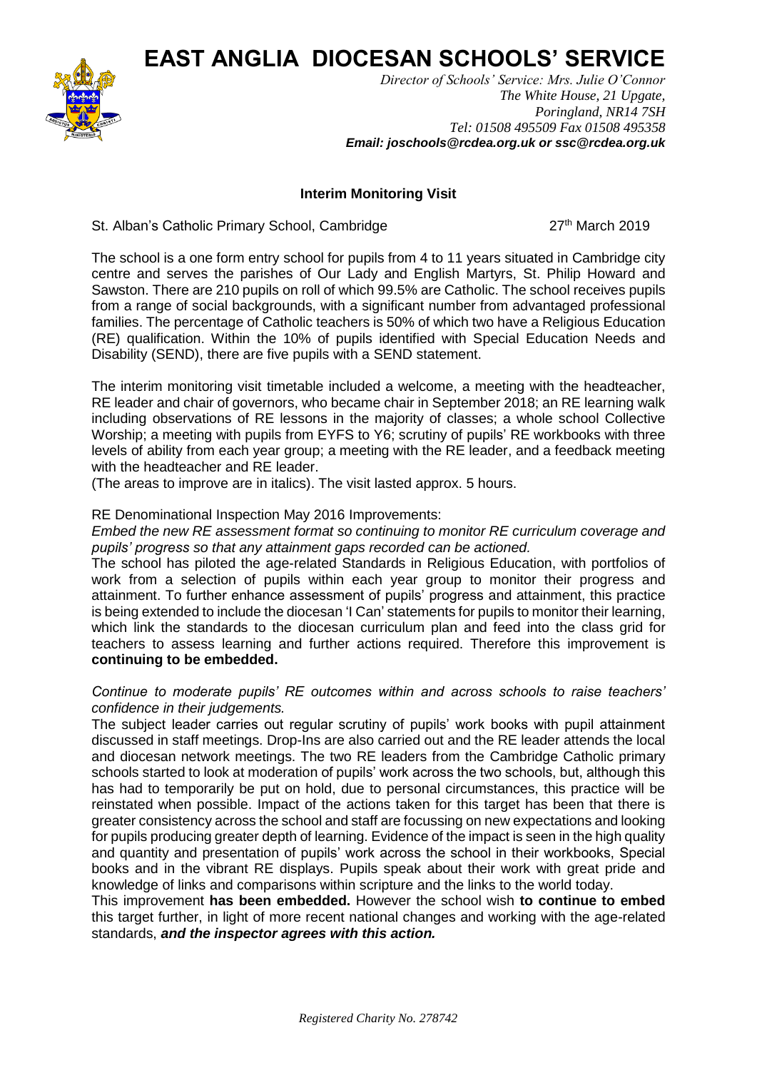# EAST ANGLIA DIOCESAN SCHOOLS' SERVICE

*Director of Schools' Service: Mrs. Julie O'Connor*
*The White House, 21 Upgate,*
*Poringland, NR14 7SH*
*Tel: 01508 495509 Fax 01508 495358*
***Email: joschools@rcdea.org.uk or ssc@rcdea.org.uk***

**Interim Monitoring Visit**

St. Alban's Catholic Primary School, Cambridge 27th March 2019

The school is a one form entry school for pupils from 4 to 11 years situated in Cambridge city centre and serves the parishes of Our Lady and English Martyrs, St. Philip Howard and Sawston. There are 210 pupils on roll of which 99.5% are Catholic. The school receives pupils from a range of social backgrounds, with a significant number from advantaged professional families. The percentage of Catholic teachers is 50% of which two have a Religious Education (RE) qualification. Within the 10% of pupils identified with Special Education Needs and Disability (SEND), there are five pupils with a SEND statement.

The interim monitoring visit timetable included a welcome, a meeting with the headteacher, RE leader and chair of governors, who became chair in September 2018; an RE learning walk including observations of RE lessons in the majority of classes; a whole school Collective Worship; a meeting with pupils from EYFS to Y6; scrutiny of pupils' RE workbooks with three levels of ability from each year group; a meeting with the RE leader, and a feedback meeting with the headteacher and RE leader.
(The areas to improve are in italics). The visit lasted approx. 5 hours.

RE Denominational Inspection May 2016 Improvements:

*Embed the new RE assessment format so continuing to monitor RE curriculum coverage and pupils' progress so that any attainment gaps recorded can be actioned.*
The school has piloted the age-related Standards in Religious Education, with portfolios of work from a selection of pupils within each year group to monitor their progress and attainment. To further enhance assessment of pupils' progress and attainment, this practice is being extended to include the diocesan 'I Can' statements for pupils to monitor their learning, which link the standards to the diocesan curriculum plan and feed into the class grid for teachers to assess learning and further actions required. Therefore this improvement is **continuing to be embedded.**

*Continue to moderate pupils' RE outcomes within and across schools to raise teachers' confidence in their judgements.*
The subject leader carries out regular scrutiny of pupils' work books with pupil attainment discussed in staff meetings. Drop-Ins are also carried out and the RE leader attends the local and diocesan network meetings. The two RE leaders from the Cambridge Catholic primary schools started to look at moderation of pupils' work across the two schools, but, although this has had to temporarily be put on hold, due to personal circumstances, this practice will be reinstated when possible. Impact of the actions taken for this target has been that there is greater consistency across the school and staff are focussing on new expectations and looking for pupils producing greater depth of learning. Evidence of the impact is seen in the high quality and quantity and presentation of pupils' work across the school in their workbooks, Special books and in the vibrant RE displays. Pupils speak about their work with great pride and knowledge of links and comparisons within scripture and the links to the world today.
This improvement **has been embedded.** However the school wish **to continue to embed** this target further, in light of more recent national changes and working with the age-related standards, ***and the inspector agrees with this action.***

*Registered Charity No. 278742*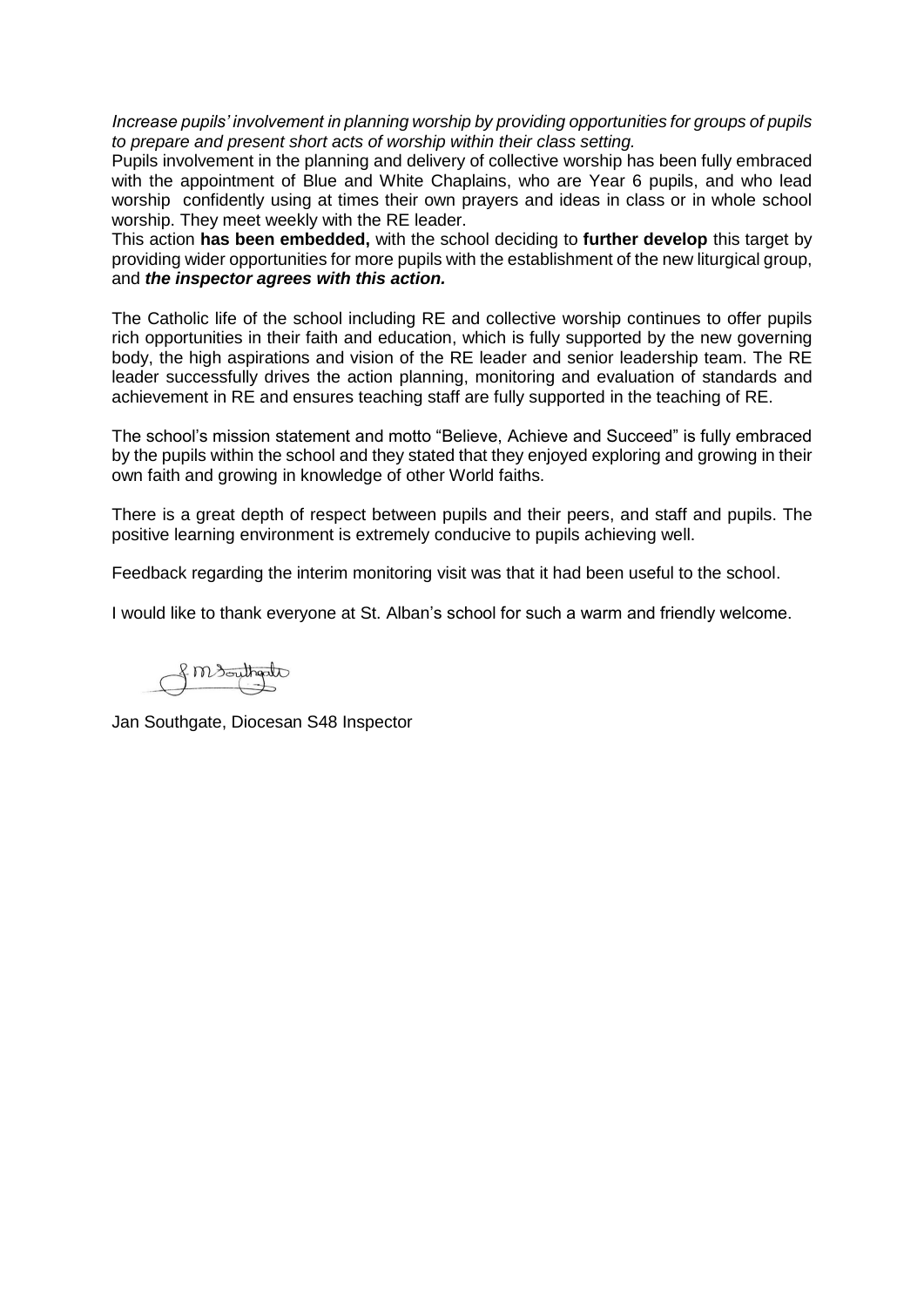*Increase pupils' involvement in planning worship by providing opportunities for groups of pupils to prepare and present short acts of worship within their class setting.*

Pupils involvement in the planning and delivery of collective worship has been fully embraced with the appointment of Blue and White Chaplains, who are Year 6 pupils, and who lead worship confidently using at times their own prayers and ideas in class or in whole school worship. They meet weekly with the RE leader.

This action **has been embedded,** with the school deciding to **further develop** this target by providing wider opportunities for more pupils with the establishment of the new liturgical group, and ***the inspector agrees with this action.***

The Catholic life of the school including RE and collective worship continues to offer pupils rich opportunities in their faith and education, which is fully supported by the new governing body, the high aspirations and vision of the RE leader and senior leadership team. The RE leader successfully drives the action planning, monitoring and evaluation of standards and achievement in RE and ensures teaching staff are fully supported in the teaching of RE.

The school's mission statement and motto "Believe, Achieve and Succeed" is fully embraced by the pupils within the school and they stated that they enjoyed exploring and growing in their own faith and growing in knowledge of other World faiths.

There is a great depth of respect between pupils and their peers, and staff and pupils. The positive learning environment is extremely conducive to pupils achieving well.

Feedback regarding the interim monitoring visit was that it had been useful to the school.

I would like to thank everyone at St. Alban's school for such a warm and friendly welcome.

J M Southgate

Jan Southgate, Diocesan S48 Inspector